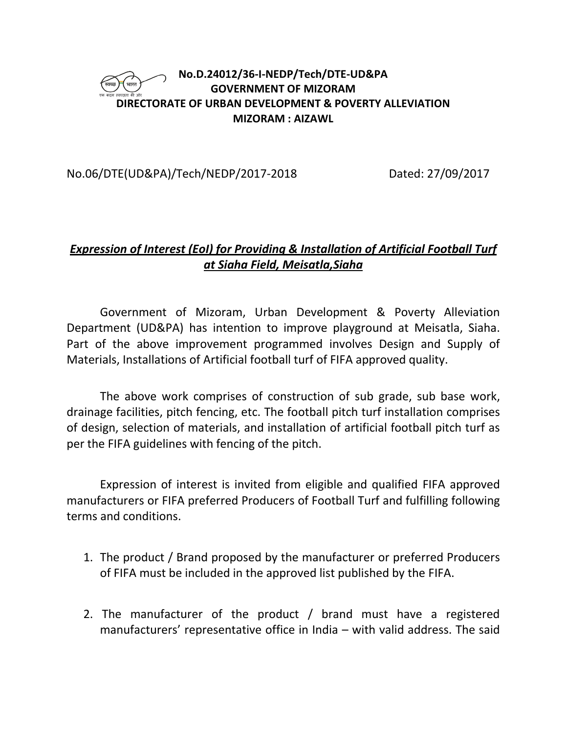**No.D.24012/36-I-NEDP/Tech/DTE-UD&PA**
**GOVERNMENT OF MIZORAM**
**DIRECTORATE OF URBAN DEVELOPMENT & POVERTY ALLEVIATION**
**MIZORAM : AIZAWL**

No.06/DTE(UD&PA)/Tech/NEDP/2017-2018 Dated: 27/09/2017

***Expression of Interest (EoI) for Providing & Installation of Artificial Football Turf at Siaha Field, Meisatla,Siaha***

Government of Mizoram, Urban Development & Poverty Alleviation Department (UD&PA) has intention to improve playground at Meisatla, Siaha. Part of the above improvement programmed involves Design and Supply of Materials, Installations of Artificial football turf of FIFA approved quality.

The above work comprises of construction of sub grade, sub base work, drainage facilities, pitch fencing, etc. The football pitch turf installation comprises of design, selection of materials, and installation of artificial football pitch turf as per the FIFA guidelines with fencing of the pitch.

Expression of interest is invited from eligible and qualified FIFA approved manufacturers or FIFA preferred Producers of Football Turf and fulfilling following terms and conditions.

1. The product / Brand proposed by the manufacturer or preferred Producers of FIFA must be included in the approved list published by the FIFA.

2. The manufacturer of the product / brand must have a registered manufacturers' representative office in India – with valid address. The said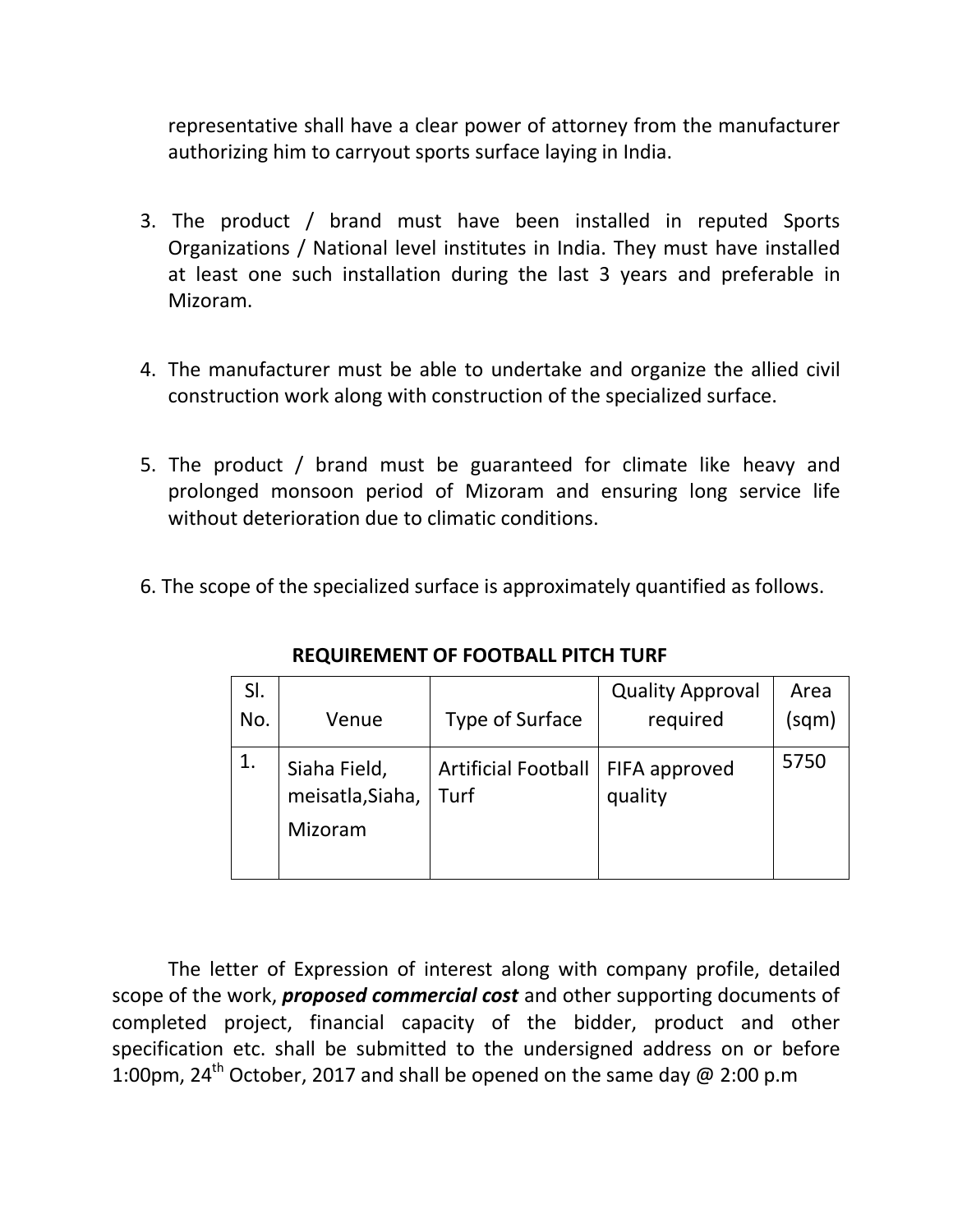representative shall have a clear power of attorney from the manufacturer authorizing him to carryout sports surface laying in India.

3. The product / brand must have been installed in reputed Sports Organizations / National level institutes in India. They must have installed at least one such installation during the last 3 years and preferable in Mizoram.

4. The manufacturer must be able to undertake and organize the allied civil construction work along with construction of the specialized surface.

5. The product / brand must be guaranteed for climate like heavy and prolonged monsoon period of Mizoram and ensuring long service life without deterioration due to climatic conditions.

6. The scope of the specialized surface is approximately quantified as follows.

**REQUIREMENT OF FOOTBALL PITCH TURF**

| Sl. No. | Venue | Type of Surface | Quality Approval required | Area (sqm) |
|---|---|---|---|---|
| 1. | Siaha Field, meisatla,Siaha, Mizoram | Artificial Football Turf | FIFA approved quality | 5750 |

The letter of Expression of interest along with company profile, detailed scope of the work, ***proposed commercial cost*** and other supporting documents of completed project, financial capacity of the bidder, product and other specification etc. shall be submitted to the undersigned address on or before 1:00pm, 24th October, 2017 and shall be opened on the same day @ 2:00 p.m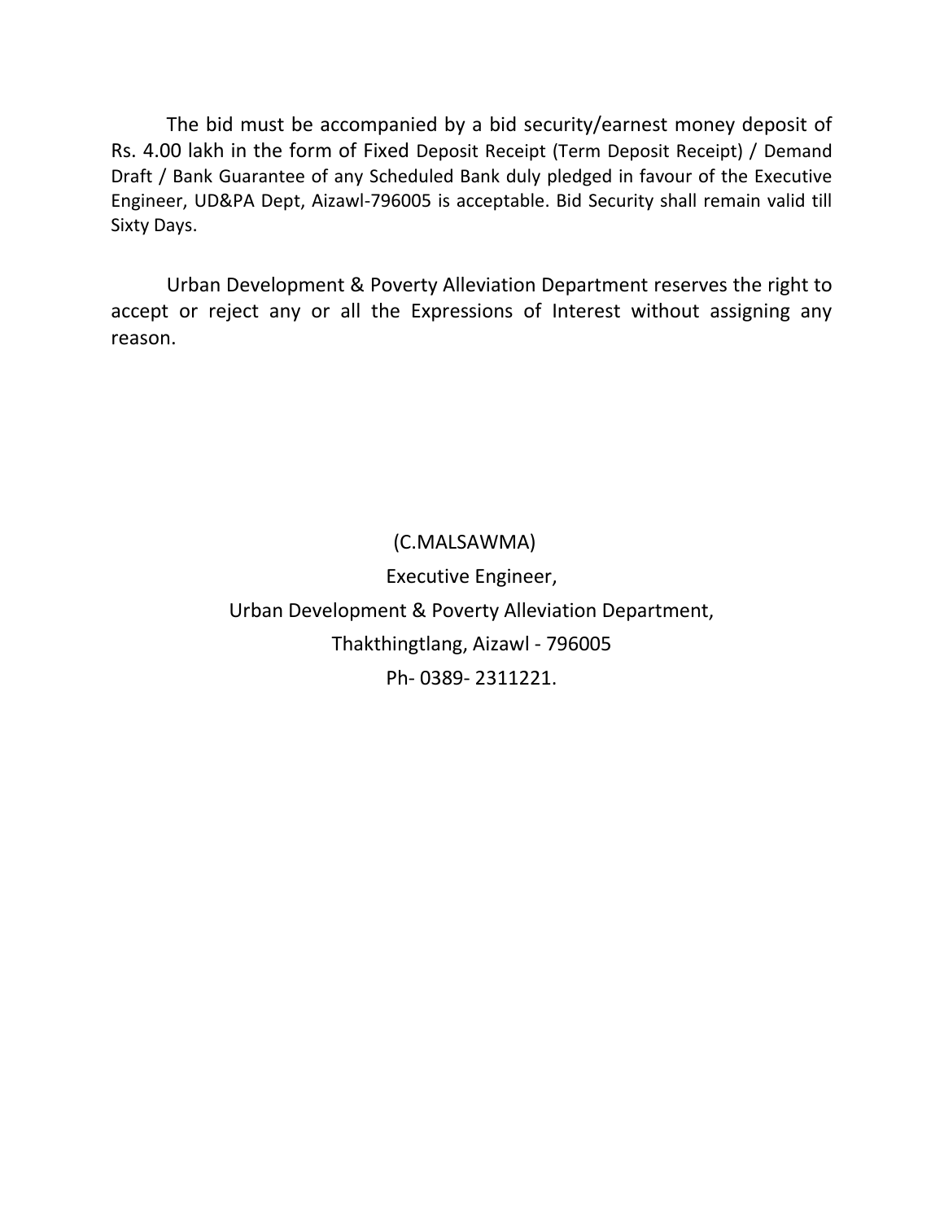The bid must be accompanied by a bid security/earnest money deposit of Rs. 4.00 lakh in the form of Fixed Deposit Receipt (Term Deposit Receipt) / Demand Draft / Bank Guarantee of any Scheduled Bank duly pledged in favour of the Executive Engineer, UD&PA Dept, Aizawl-796005 is acceptable. Bid Security shall remain valid till Sixty Days.

Urban Development & Poverty Alleviation Department reserves the right to accept or reject any or all the Expressions of Interest without assigning any reason.

(C.MALSAWMA)
Executive Engineer,
Urban Development & Poverty Alleviation Department,
Thakthingtlang, Aizawl - 796005
Ph- 0389- 2311221.